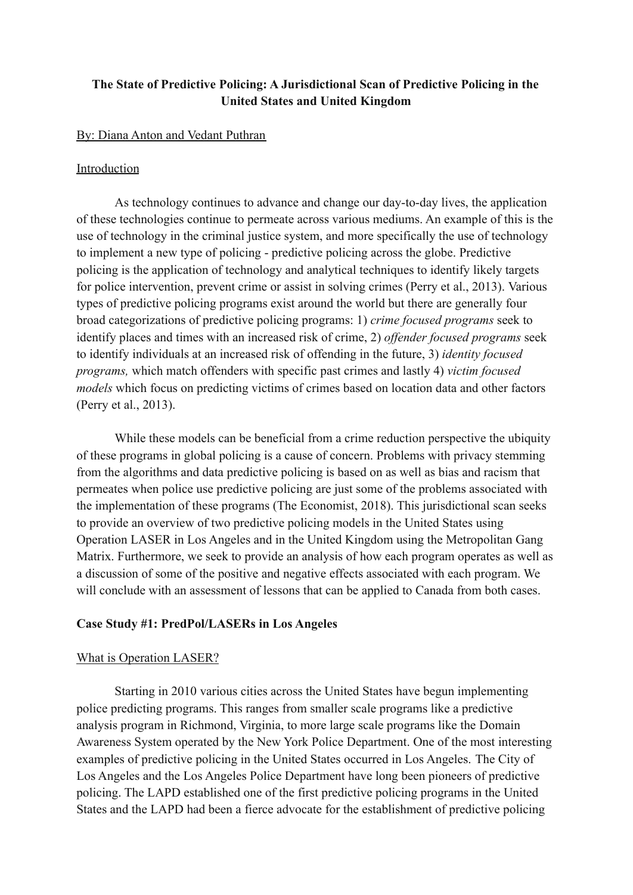# The State of Predictive Policing: A Jurisdictional Scan of Predictive Policing in the United States and United Kingdom

By: Diana Anton and Vedant Puthran

## Introduction

As technology continues to advance and change our day-to-day lives, the application of these technologies continue to permeate across various mediums. An example of this is the use of technology in the criminal justice system, and more specifically the use of technology to implement a new type of policing - predictive policing across the globe. Predictive policing is the application of technology and analytical techniques to identify likely targets for police intervention, prevent crime or assist in solving crimes (Perry et al., 2013). Various types of predictive policing programs exist around the world but there are generally four broad categorizations of predictive policing programs: 1) *crime focused programs* seek to identify places and times with an increased risk of crime, 2) *offender focused programs* seek to identify individuals at an increased risk of offending in the future, 3) *identity focused programs,* which match offenders with specific past crimes and lastly 4) *victim focused models* which focus on predicting victims of crimes based on location data and other factors (Perry et al., 2013).

While these models can be beneficial from a crime reduction perspective the ubiquity of these programs in global policing is a cause of concern. Problems with privacy stemming from the algorithms and data predictive policing is based on as well as bias and racism that permeates when police use predictive policing are just some of the problems associated with the implementation of these programs (The Economist, 2018). This jurisdictional scan seeks to provide an overview of two predictive policing models in the United States using Operation LASER in Los Angeles and in the United Kingdom using the Metropolitan Gang Matrix. Furthermore, we seek to provide an analysis of how each program operates as well as a discussion of some of the positive and negative effects associated with each program. We will conclude with an assessment of lessons that can be applied to Canada from both cases.

## Case Study #1: PredPol/LASERs in Los Angeles

### What is Operation LASER?

Starting in 2010 various cities across the United States have begun implementing police predicting programs. This ranges from smaller scale programs like a predictive analysis program in Richmond, Virginia, to more large scale programs like the Domain Awareness System operated by the New York Police Department. One of the most interesting examples of predictive policing in the United States occurred in Los Angeles. The City of Los Angeles and the Los Angeles Police Department have long been pioneers of predictive policing. The LAPD established one of the first predictive policing programs in the United States and the LAPD had been a fierce advocate for the establishment of predictive policing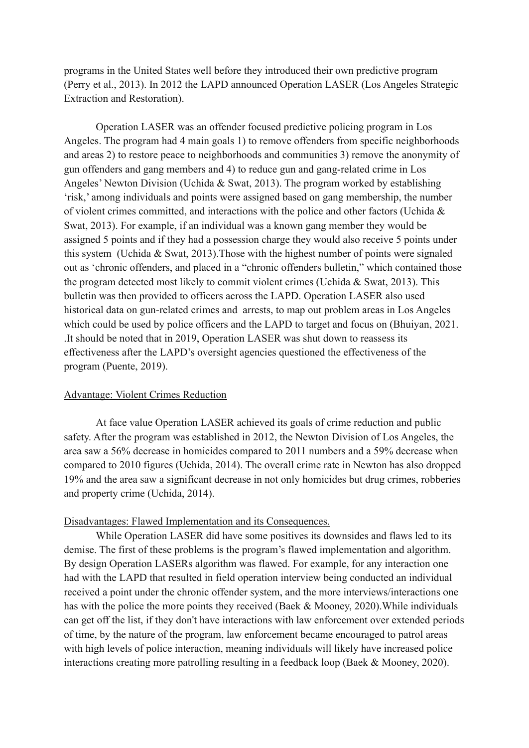programs in the United States well before they introduced their own predictive program (Perry et al., 2013). In 2012 the LAPD announced Operation LASER (Los Angeles Strategic Extraction and Restoration).

Operation LASER was an offender focused predictive policing program in Los Angeles. The program had 4 main goals 1) to remove offenders from specific neighborhoods and areas 2) to restore peace to neighborhoods and communities 3) remove the anonymity of gun offenders and gang members and 4) to reduce gun and gang-related crime in Los Angeles' Newton Division (Uchida & Swat, 2013). The program worked by establishing 'risk,' among individuals and points were assigned based on gang membership, the number of violent crimes committed, and interactions with the police and other factors (Uchida & Swat, 2013). For example, if an individual was a known gang member they would be assigned 5 points and if they had a possession charge they would also receive 5 points under this system (Uchida & Swat, 2013).Those with the highest number of points were signaled out as 'chronic offenders, and placed in a "chronic offenders bulletin," which contained those the program detected most likely to commit violent crimes (Uchida & Swat, 2013). This bulletin was then provided to officers across the LAPD. Operation LASER also used historical data on gun-related crimes and arrests, to map out problem areas in Los Angeles which could be used by police officers and the LAPD to target and focus on (Bhuiyan, 2021. .It should be noted that in 2019, Operation LASER was shut down to reassess its effectiveness after the LAPD's oversight agencies questioned the effectiveness of the program (Puente, 2019).

<u>Advantage: Violent Crimes Reduction</u>

At face value Operation LASER achieved its goals of crime reduction and public safety. After the program was established in 2012, the Newton Division of Los Angeles, the area saw a 56% decrease in homicides compared to 2011 numbers and a 59% decrease when compared to 2010 figures (Uchida, 2014). The overall crime rate in Newton has also dropped 19% and the area saw a significant decrease in not only homicides but drug crimes, robberies and property crime (Uchida, 2014).

<u>Disadvantages: Flawed Implementation and its Consequences.</u>

While Operation LASER did have some positives its downsides and flaws led to its demise. The first of these problems is the program's flawed implementation and algorithm. By design Operation LASERs algorithm was flawed. For example, for any interaction one had with the LAPD that resulted in field operation interview being conducted an individual received a point under the chronic offender system, and the more interviews/interactions one has with the police the more points they received (Baek & Mooney, 2020).While individuals can get off the list, if they don't have interactions with law enforcement over extended periods of time, by the nature of the program, law enforcement became encouraged to patrol areas with high levels of police interaction, meaning individuals will likely have increased police interactions creating more patrolling resulting in a feedback loop (Baek & Mooney, 2020).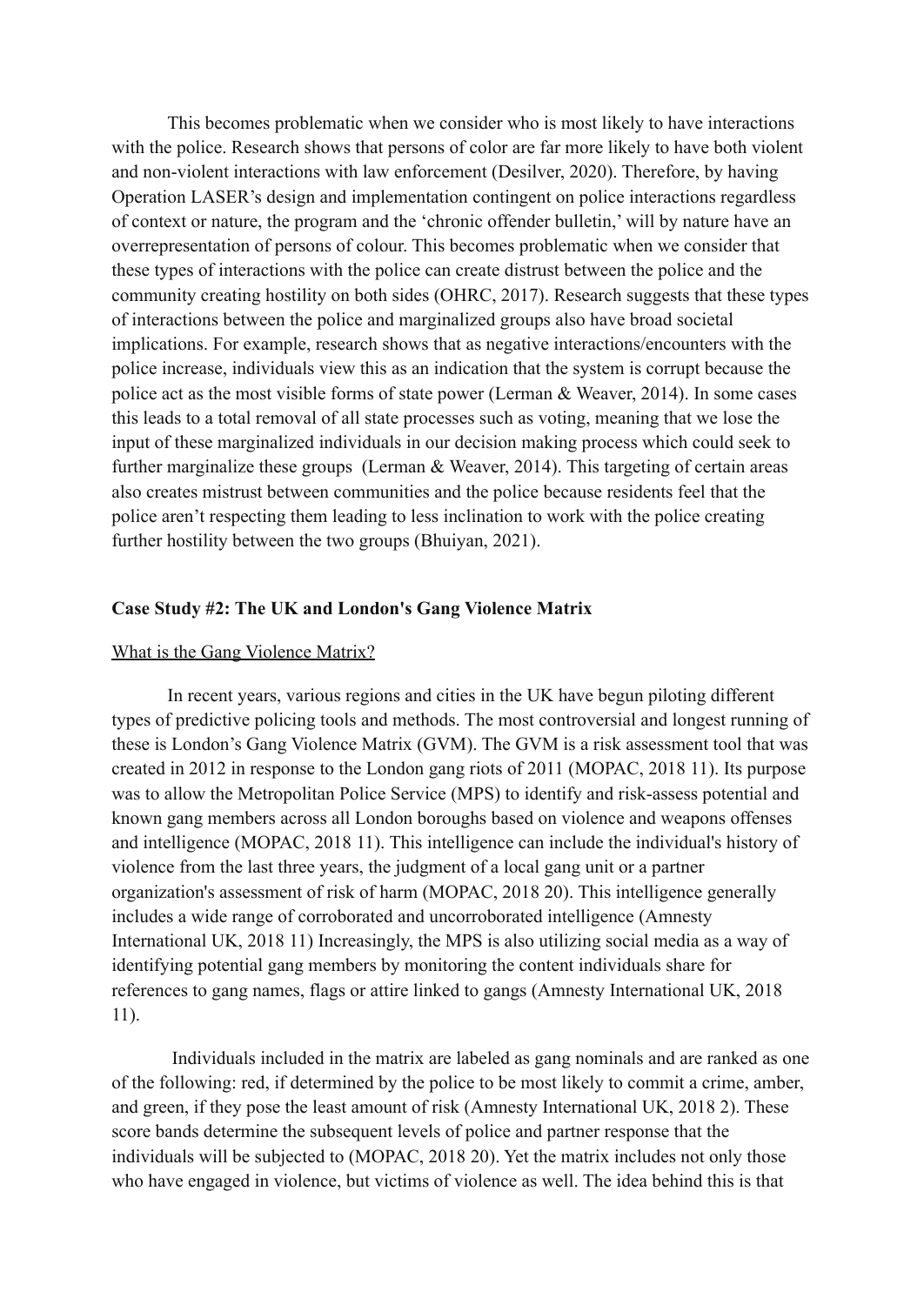This becomes problematic when we consider who is most likely to have interactions with the police. Research shows that persons of color are far more likely to have both violent and non-violent interactions with law enforcement (Desilver, 2020). Therefore, by having Operation LASER's design and implementation contingent on police interactions regardless of context or nature, the program and the 'chronic offender bulletin,' will by nature have an overrepresentation of persons of colour. This becomes problematic when we consider that these types of interactions with the police can create distrust between the police and the community creating hostility on both sides (OHRC, 2017). Research suggests that these types of interactions between the police and marginalized groups also have broad societal implications. For example, research shows that as negative interactions/encounters with the police increase, individuals view this as an indication that the system is corrupt because the police act as the most visible forms of state power (Lerman & Weaver, 2014). In some cases this leads to a total removal of all state processes such as voting, meaning that we lose the input of these marginalized individuals in our decision making process which could seek to further marginalize these groups (Lerman & Weaver, 2014). This targeting of certain areas also creates mistrust between communities and the police because residents feel that the police aren't respecting them leading to less inclination to work with the police creating further hostility between the two groups (Bhuiyan, 2021).

**Case Study #2: The UK and London's Gang Violence Matrix**

<u>What is the Gang Violence Matrix?</u>

In recent years, various regions and cities in the UK have begun piloting different types of predictive policing tools and methods. The most controversial and longest running of these is London's Gang Violence Matrix (GVM). The GVM is a risk assessment tool that was created in 2012 in response to the London gang riots of 2011 (MOPAC, 2018 11). Its purpose was to allow the Metropolitan Police Service (MPS) to identify and risk-assess potential and known gang members across all London boroughs based on violence and weapons offenses and intelligence (MOPAC, 2018 11). This intelligence can include the individual's history of violence from the last three years, the judgment of a local gang unit or a partner organization's assessment of risk of harm (MOPAC, 2018 20). This intelligence generally includes a wide range of corroborated and uncorroborated intelligence (Amnesty International UK, 2018 11) Increasingly, the MPS is also utilizing social media as a way of identifying potential gang members by monitoring the content individuals share for references to gang names, flags or attire linked to gangs (Amnesty International UK, 2018 11).

Individuals included in the matrix are labeled as gang nominals and are ranked as one of the following: red, if determined by the police to be most likely to commit a crime, amber, and green, if they pose the least amount of risk (Amnesty International UK, 2018 2). These score bands determine the subsequent levels of police and partner response that the individuals will be subjected to (MOPAC, 2018 20). Yet the matrix includes not only those who have engaged in violence, but victims of violence as well. The idea behind this is that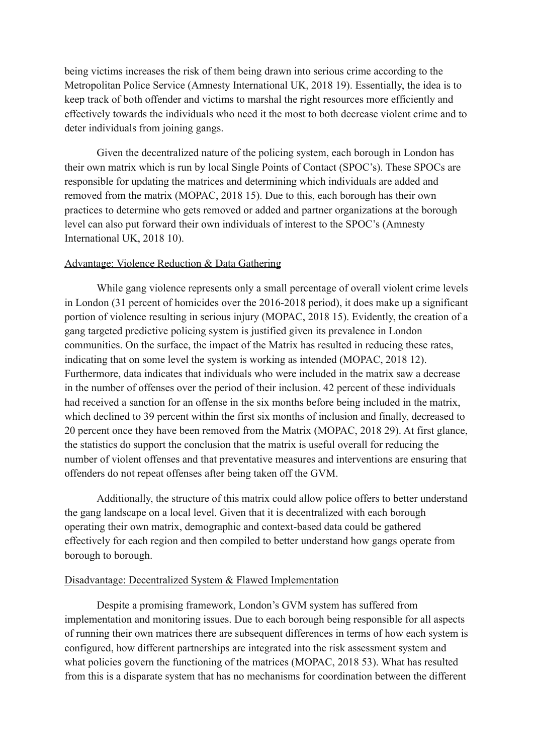being victims increases the risk of them being drawn into serious crime according to the Metropolitan Police Service (Amnesty International UK, 2018 19). Essentially, the idea is to keep track of both offender and victims to marshal the right resources more efficiently and effectively towards the individuals who need it the most to both decrease violent crime and to deter individuals from joining gangs.

Given the decentralized nature of the policing system, each borough in London has their own matrix which is run by local Single Points of Contact (SPOC's). These SPOCs are responsible for updating the matrices and determining which individuals are added and removed from the matrix (MOPAC, 2018 15). Due to this, each borough has their own practices to determine who gets removed or added and partner organizations at the borough level can also put forward their own individuals of interest to the SPOC's (Amnesty International UK, 2018 10).

<u>Advantage: Violence Reduction & Data Gathering</u>

While gang violence represents only a small percentage of overall violent crime levels in London (31 percent of homicides over the 2016-2018 period), it does make up a significant portion of violence resulting in serious injury (MOPAC, 2018 15). Evidently, the creation of a gang targeted predictive policing system is justified given its prevalence in London communities. On the surface, the impact of the Matrix has resulted in reducing these rates, indicating that on some level the system is working as intended (MOPAC, 2018 12). Furthermore, data indicates that individuals who were included in the matrix saw a decrease in the number of offenses over the period of their inclusion. 42 percent of these individuals had received a sanction for an offense in the six months before being included in the matrix, which declined to 39 percent within the first six months of inclusion and finally, decreased to 20 percent once they have been removed from the Matrix (MOPAC, 2018 29). At first glance, the statistics do support the conclusion that the matrix is useful overall for reducing the number of violent offenses and that preventative measures and interventions are ensuring that offenders do not repeat offenses after being taken off the GVM.

Additionally, the structure of this matrix could allow police offers to better understand the gang landscape on a local level. Given that it is decentralized with each borough operating their own matrix, demographic and context-based data could be gathered effectively for each region and then compiled to better understand how gangs operate from borough to borough.

<u>Disadvantage: Decentralized System & Flawed Implementation</u>

Despite a promising framework, London's GVM system has suffered from implementation and monitoring issues. Due to each borough being responsible for all aspects of running their own matrices there are subsequent differences in terms of how each system is configured, how different partnerships are integrated into the risk assessment system and what policies govern the functioning of the matrices (MOPAC, 2018 53). What has resulted from this is a disparate system that has no mechanisms for coordination between the different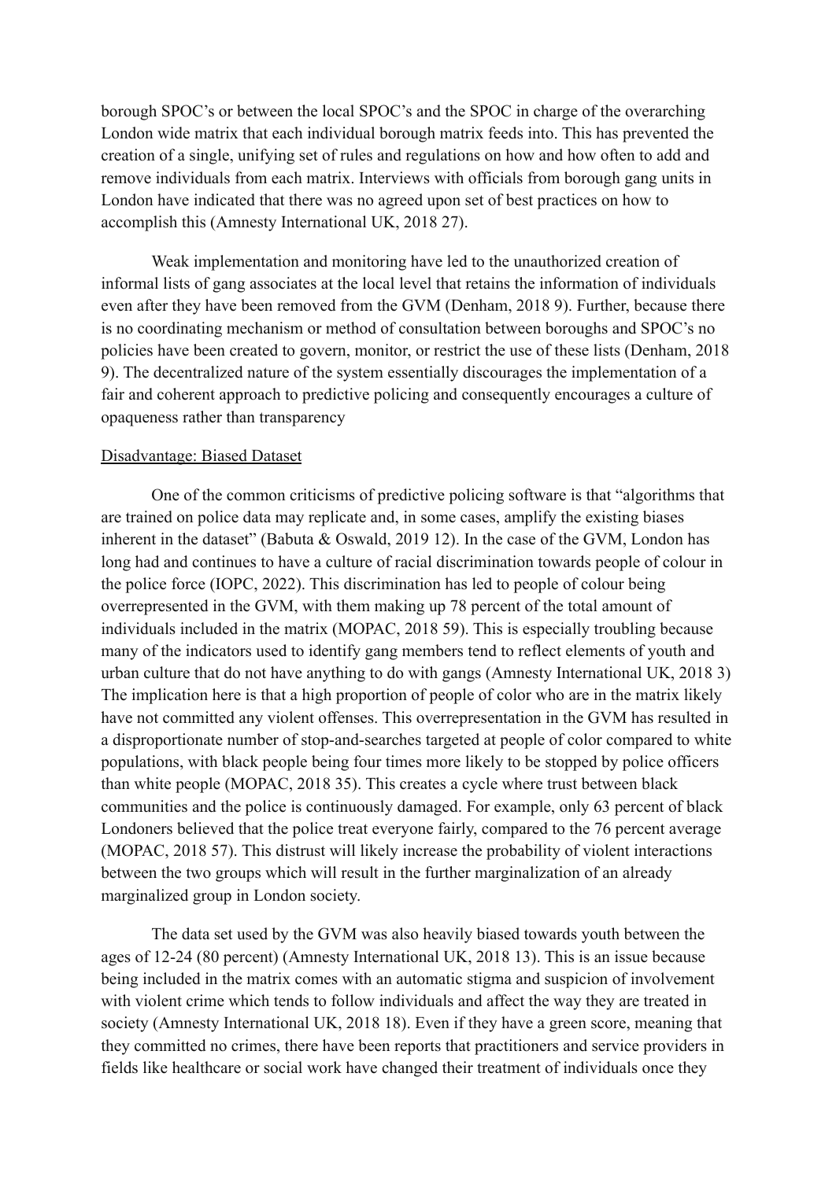borough SPOC's or between the local SPOC's and the SPOC in charge of the overarching London wide matrix that each individual borough matrix feeds into. This has prevented the creation of a single, unifying set of rules and regulations on how and how often to add and remove individuals from each matrix. Interviews with officials from borough gang units in London have indicated that there was no agreed upon set of best practices on how to accomplish this (Amnesty International UK, 2018 27).

Weak implementation and monitoring have led to the unauthorized creation of informal lists of gang associates at the local level that retains the information of individuals even after they have been removed from the GVM (Denham, 2018 9). Further, because there is no coordinating mechanism or method of consultation between boroughs and SPOC's no policies have been created to govern, monitor, or restrict the use of these lists (Denham, 2018 9). The decentralized nature of the system essentially discourages the implementation of a fair and coherent approach to predictive policing and consequently encourages a culture of opaqueness rather than transparency

<u>Disadvantage: Biased Dataset</u>

One of the common criticisms of predictive policing software is that "algorithms that are trained on police data may replicate and, in some cases, amplify the existing biases inherent in the dataset" (Babuta & Oswald, 2019 12). In the case of the GVM, London has long had and continues to have a culture of racial discrimination towards people of colour in the police force (IOPC, 2022). This discrimination has led to people of colour being overrepresented in the GVM, with them making up 78 percent of the total amount of individuals included in the matrix (MOPAC, 2018 59). This is especially troubling because many of the indicators used to identify gang members tend to reflect elements of youth and urban culture that do not have anything to do with gangs (Amnesty International UK, 2018 3) The implication here is that a high proportion of people of color who are in the matrix likely have not committed any violent offenses. This overrepresentation in the GVM has resulted in a disproportionate number of stop-and-searches targeted at people of color compared to white populations, with black people being four times more likely to be stopped by police officers than white people (MOPAC, 2018 35). This creates a cycle where trust between black communities and the police is continuously damaged. For example, only 63 percent of black Londoners believed that the police treat everyone fairly, compared to the 76 percent average (MOPAC, 2018 57). This distrust will likely increase the probability of violent interactions between the two groups which will result in the further marginalization of an already marginalized group in London society.

The data set used by the GVM was also heavily biased towards youth between the ages of 12-24 (80 percent) (Amnesty International UK, 2018 13). This is an issue because being included in the matrix comes with an automatic stigma and suspicion of involvement with violent crime which tends to follow individuals and affect the way they are treated in society (Amnesty International UK, 2018 18). Even if they have a green score, meaning that they committed no crimes, there have been reports that practitioners and service providers in fields like healthcare or social work have changed their treatment of individuals once they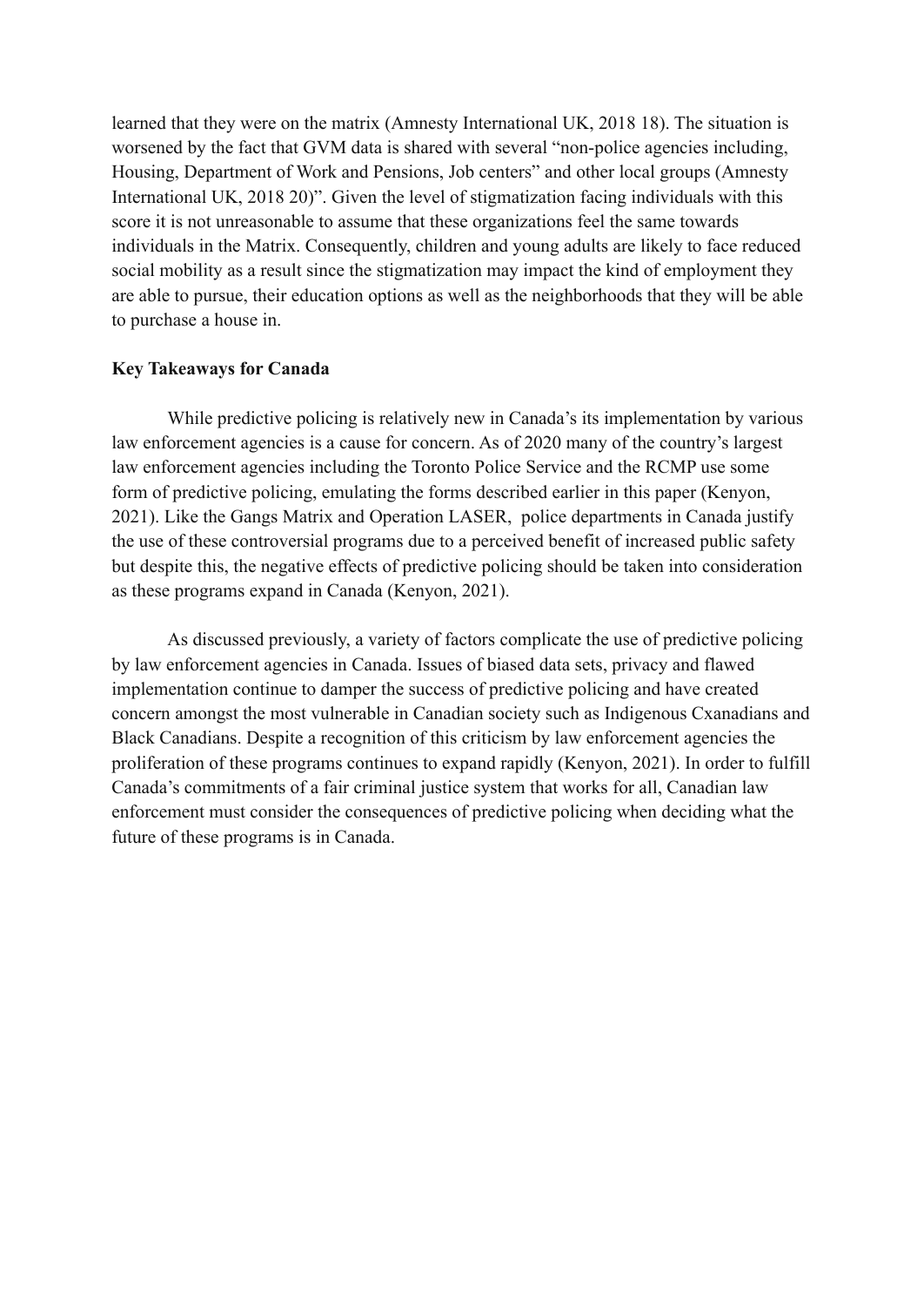learned that they were on the matrix (Amnesty International UK, 2018 18). The situation is worsened by the fact that GVM data is shared with several "non-police agencies including, Housing, Department of Work and Pensions, Job centers" and other local groups (Amnesty International UK, 2018 20)". Given the level of stigmatization facing individuals with this score it is not unreasonable to assume that these organizations feel the same towards individuals in the Matrix. Consequently, children and young adults are likely to face reduced social mobility as a result since the stigmatization may impact the kind of employment they are able to pursue, their education options as well as the neighborhoods that they will be able to purchase a house in.

**Key Takeaways for Canada**

While predictive policing is relatively new in Canada's its implementation by various law enforcement agencies is a cause for concern. As of 2020 many of the country's largest law enforcement agencies including the Toronto Police Service and the RCMP use some form of predictive policing, emulating the forms described earlier in this paper (Kenyon, 2021). Like the Gangs Matrix and Operation LASER, police departments in Canada justify the use of these controversial programs due to a perceived benefit of increased public safety but despite this, the negative effects of predictive policing should be taken into consideration as these programs expand in Canada (Kenyon, 2021).

As discussed previously, a variety of factors complicate the use of predictive policing by law enforcement agencies in Canada. Issues of biased data sets, privacy and flawed implementation continue to damper the success of predictive policing and have created concern amongst the most vulnerable in Canadian society such as Indigenous Cxanadians and Black Canadians. Despite a recognition of this criticism by law enforcement agencies the proliferation of these programs continues to expand rapidly (Kenyon, 2021). In order to fulfill Canada's commitments of a fair criminal justice system that works for all, Canadian law enforcement must consider the consequences of predictive policing when deciding what the future of these programs is in Canada.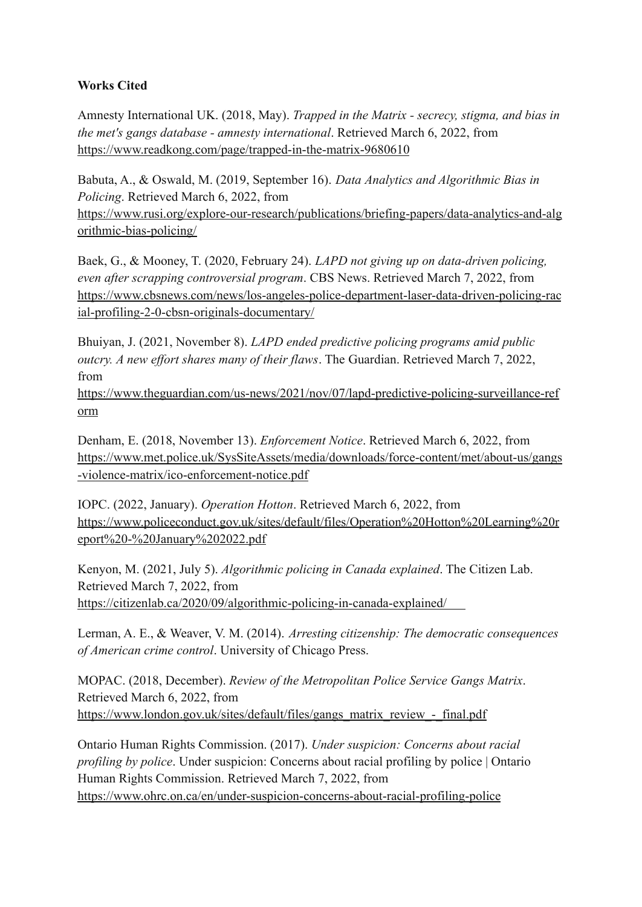**Works Cited**

Amnesty International UK. (2018, May). *Trapped in the Matrix - secrecy, stigma, and bias in the met's gangs database - amnesty international*. Retrieved March 6, 2022, from https://www.readkong.com/page/trapped-in-the-matrix-9680610

Babuta, A., & Oswald, M. (2019, September 16). *Data Analytics and Algorithmic Bias in Policing*. Retrieved March 6, 2022, from https://www.rusi.org/explore-our-research/publications/briefing-papers/data-analytics-and-algorithmic-bias-policing/

Baek, G., & Mooney, T. (2020, February 24). *LAPD not giving up on data-driven policing, even after scrapping controversial program*. CBS News. Retrieved March 7, 2022, from https://www.cbsnews.com/news/los-angeles-police-department-laser-data-driven-policing-racial-profiling-2-0-cbsn-originals-documentary/

Bhuiyan, J. (2021, November 8). *LAPD ended predictive policing programs amid public outcry. A new effort shares many of their flaws*. The Guardian. Retrieved March 7, 2022, from https://www.theguardian.com/us-news/2021/nov/07/lapd-predictive-policing-surveillance-reform

Denham, E. (2018, November 13). *Enforcement Notice*. Retrieved March 6, 2022, from https://www.met.police.uk/SysSiteAssets/media/downloads/force-content/met/about-us/gangs-violence-matrix/ico-enforcement-notice.pdf

IOPC. (2022, January). *Operation Hotton*. Retrieved March 6, 2022, from https://www.policeconduct.gov.uk/sites/default/files/Operation%20Hotton%20Learning%20report%20-%20January%202022.pdf

Kenyon, M. (2021, July 5). *Algorithmic policing in Canada explained*. The Citizen Lab. Retrieved March 7, 2022, from https://citizenlab.ca/2020/09/algorithmic-policing-in-canada-explained/

Lerman, A. E., & Weaver, V. M. (2014). *Arresting citizenship: The democratic consequences of American crime control*. University of Chicago Press.

MOPAC. (2018, December). *Review of the Metropolitan Police Service Gangs Matrix*. Retrieved March 6, 2022, from https://www.london.gov.uk/sites/default/files/gangs_matrix_review_-_final.pdf

Ontario Human Rights Commission. (2017). *Under suspicion: Concerns about racial profiling by police*. Under suspicion: Concerns about racial profiling by police | Ontario Human Rights Commission. Retrieved March 7, 2022, from https://www.ohrc.on.ca/en/under-suspicion-concerns-about-racial-profiling-police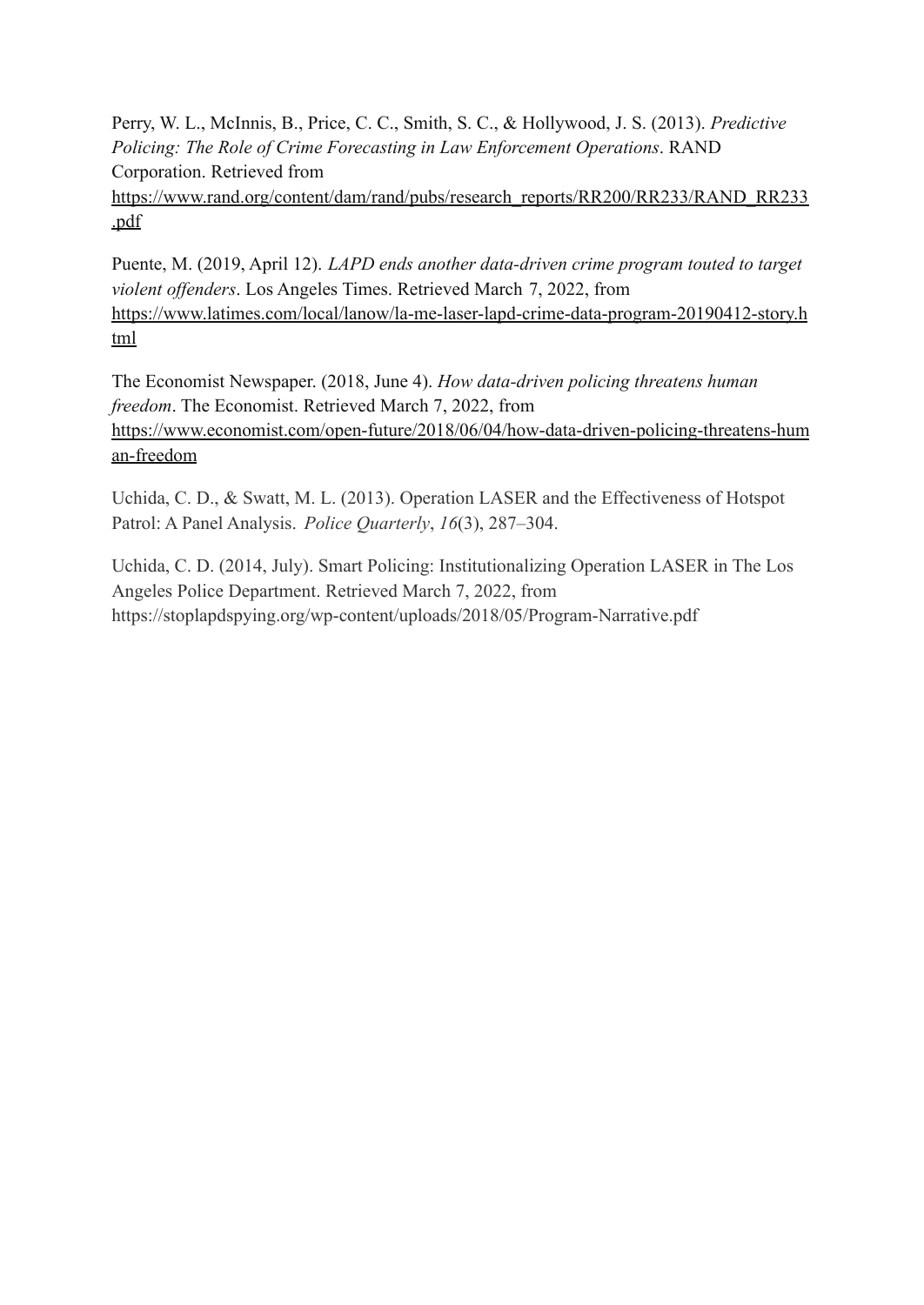Perry, W. L., McInnis, B., Price, C. C., Smith, S. C., & Hollywood, J. S. (2013). *Predictive Policing: The Role of Crime Forecasting in Law Enforcement Operations*. RAND Corporation. Retrieved from https://www.rand.org/content/dam/rand/pubs/research_reports/RR200/RR233/RAND_RR233.pdf

Puente, M. (2019, April 12). *LAPD ends another data-driven crime program touted to target violent offenders*. Los Angeles Times. Retrieved March 7, 2022, from https://www.latimes.com/local/lanow/la-me-laser-lapd-crime-data-program-20190412-story.html

The Economist Newspaper. (2018, June 4). *How data-driven policing threatens human freedom*. The Economist. Retrieved March 7, 2022, from https://www.economist.com/open-future/2018/06/04/how-data-driven-policing-threatens-human-freedom

Uchida, C. D., & Swatt, M. L. (2013). Operation LASER and the Effectiveness of Hotspot Patrol: A Panel Analysis. *Police Quarterly*, *16*(3), 287–304.

Uchida, C. D. (2014, July). Smart Policing: Institutionalizing Operation LASER in The Los Angeles Police Department. Retrieved March 7, 2022, from https://stoplapdspying.org/wp-content/uploads/2018/05/Program-Narrative.pdf